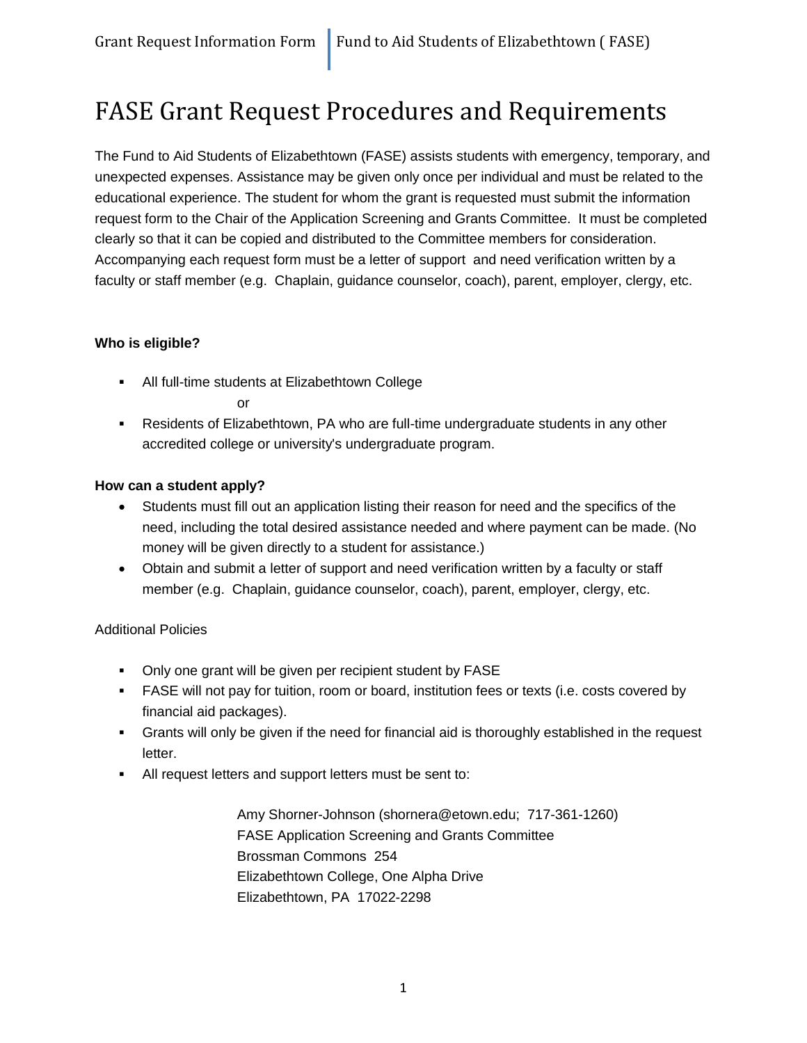# FASE Grant Request Procedures and Requirements

The Fund to Aid Students of Elizabethtown (FASE) assists students with emergency, temporary, and unexpected expenses. Assistance may be given only once per individual and must be related to the educational experience. The student for whom the grant is requested must submit the information request form to the Chair of the Application Screening and Grants Committee. It must be completed clearly so that it can be copied and distributed to the Committee members for consideration. Accompanying each request form must be a letter of support and need verification written by a faculty or staff member (e.g. Chaplain, guidance counselor, coach), parent, employer, clergy, etc.

**Who is eligible?**

- All full-time students at Elizabethtown College

  or

- Residents of Elizabethtown, PA who are full-time undergraduate students in any other accredited college or university's undergraduate program.

**How can a student apply?**

- Students must fill out an application listing their reason for need and the specifics of the need, including the total desired assistance needed and where payment can be made. (No money will be given directly to a student for assistance.)
- Obtain and submit a letter of support and need verification written by a faculty or staff member (e.g. Chaplain, guidance counselor, coach), parent, employer, clergy, etc.

Additional Policies

- Only one grant will be given per recipient student by FASE
- FASE will not pay for tuition, room or board, institution fees or texts (i.e. costs covered by financial aid packages).
- Grants will only be given if the need for financial aid is thoroughly established in the request letter.
- All request letters and support letters must be sent to:

  Amy Shorner-Johnson (shornera@etown.edu; 717-361-1260)
  FASE Application Screening and Grants Committee
  Brossman Commons 254
  Elizabethtown College, One Alpha Drive
  Elizabethtown, PA 17022-2298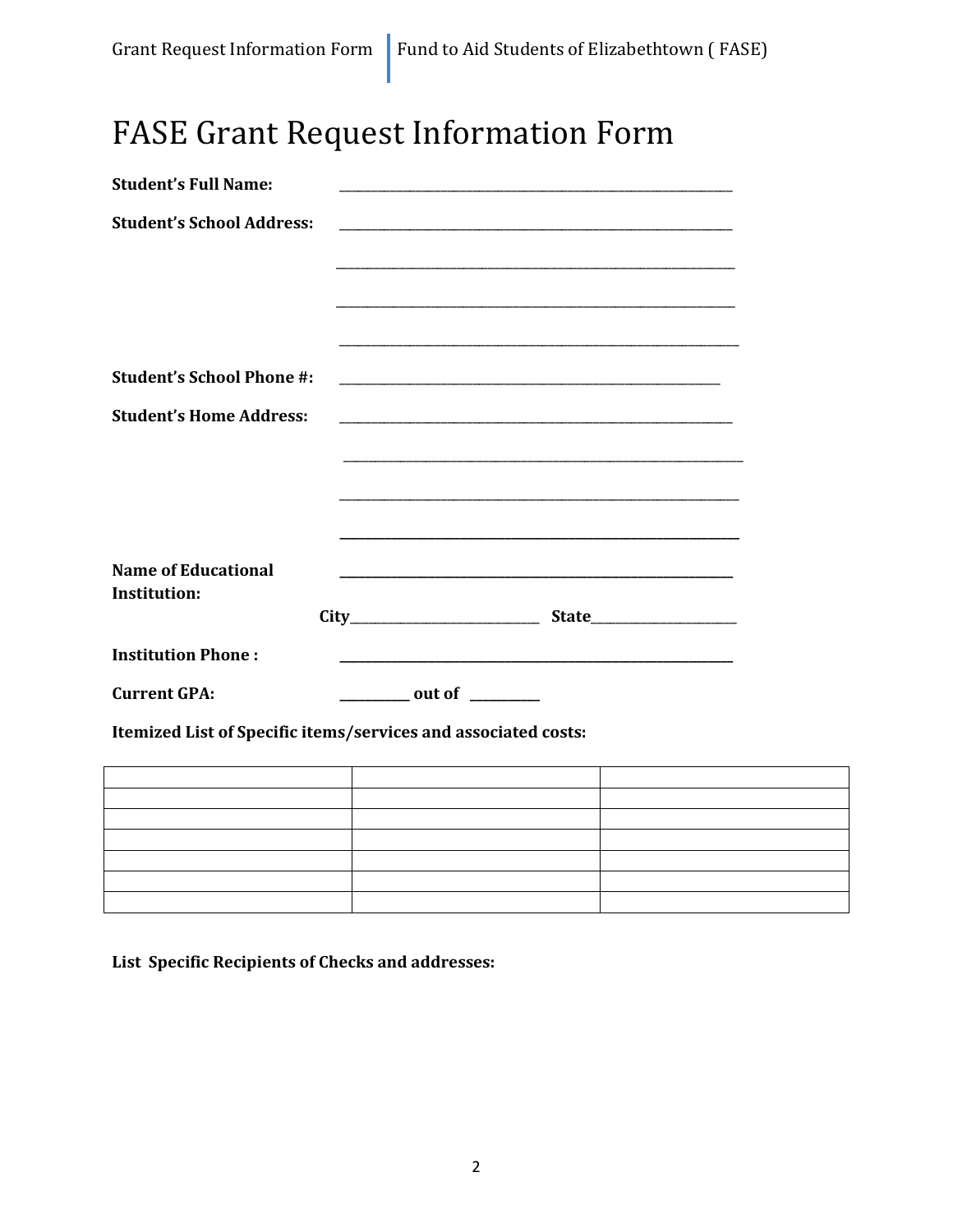# FASE Grant Request Information Form

**Student's Full Name:** ___________________________________________

**Student's School Address:** ___________________________________________

___________________________________________

___________________________________________

___________________________________________

**Student's School Phone #:** ___________________________________________

**Student's Home Address:** ___________________________________________

___________________________________________

___________________________________________

___________________________________________

**Name of Educational Institution:** ___________________________________________

**City**_______________________ **State**___________________

**Institution Phone :** ___________________________________________

**Current GPA:** _________ **out of** _________

**Itemized List of Specific items/services and associated costs:**

| | | |
|---|---|---|
| | | |
| | | |
| | | |
| | | |
| | | |
| | | |

**List Specific Recipients of Checks and addresses:**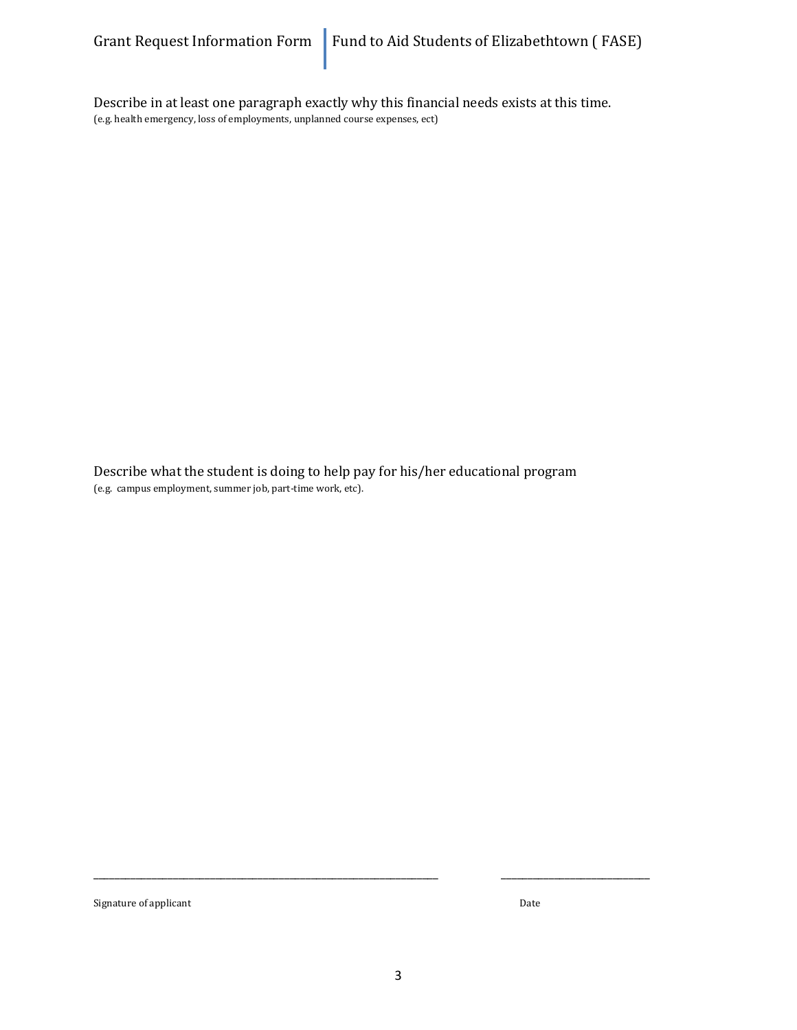Describe in at least one paragraph exactly why this financial needs exists at this time.
(e.g. health emergency, loss of employments, unplanned course expenses, ect)

Describe what the student is doing to help pay for his/her educational program
(e.g. campus employment, summer job, part-time work, etc).

\_\_\_\_\_\_\_\_\_\_\_\_\_\_\_\_\_\_\_\_\_\_\_\_\_\_\_\_\_\_\_\_\_\_\_\_\_\_\_\_\_\_\_\_\_\_\_\_\_\_\_\_\_\_ \_\_\_\_\_\_\_\_\_\_\_\_\_\_\_\_\_\_\_\_\_\_\_\_\_\_

Signature of applicant Date